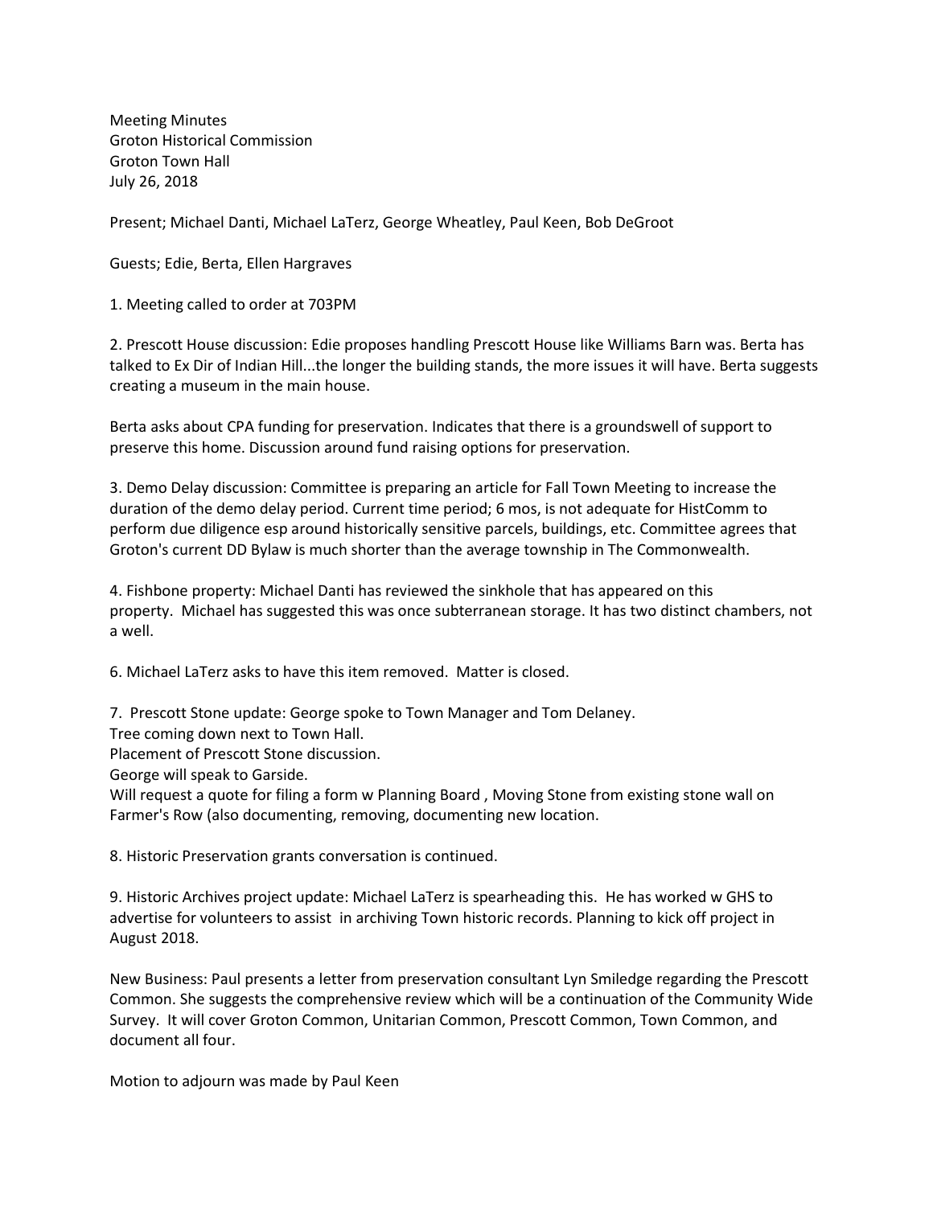Meeting Minutes
Groton Historical Commission
Groton Town Hall
July 26, 2018

Present; Michael Danti, Michael LaTerz, George Wheatley, Paul Keen, Bob DeGroot

Guests; Edie, Berta, Ellen Hargraves

1. Meeting called to order at 703PM

2. Prescott House discussion: Edie proposes handling Prescott House like Williams Barn was. Berta has talked to Ex Dir of Indian Hill...the longer the building stands, the more issues it will have. Berta suggests creating a museum in the main house.

Berta asks about CPA funding for preservation. Indicates that there is a groundswell of support to preserve this home. Discussion around fund raising options for preservation.

3. Demo Delay discussion: Committee is preparing an article for Fall Town Meeting to increase the duration of the demo delay period. Current time period; 6 mos, is not adequate for HistComm to perform due diligence esp around historically sensitive parcels, buildings, etc. Committee agrees that Groton's current DD Bylaw is much shorter than the average township in The Commonwealth.

4. Fishbone property: Michael Danti has reviewed the sinkhole that has appeared on this property. Michael has suggested this was once subterranean storage. It has two distinct chambers, not a well.

6. Michael LaTerz asks to have this item removed. Matter is closed.

7. Prescott Stone update: George spoke to Town Manager and Tom Delaney.
Tree coming down next to Town Hall.
Placement of Prescott Stone discussion.
George will speak to Garside.
Will request a quote for filing a form w Planning Board , Moving Stone from existing stone wall on Farmer's Row (also documenting, removing, documenting new location.

8. Historic Preservation grants conversation is continued.

9. Historic Archives project update: Michael LaTerz is spearheading this. He has worked w GHS to advertise for volunteers to assist in archiving Town historic records. Planning to kick off project in August 2018.

New Business: Paul presents a letter from preservation consultant Lyn Smiledge regarding the Prescott Common. She suggests the comprehensive review which will be a continuation of the Community Wide Survey. It will cover Groton Common, Unitarian Common, Prescott Common, Town Common, and document all four.

Motion to adjourn was made by Paul Keen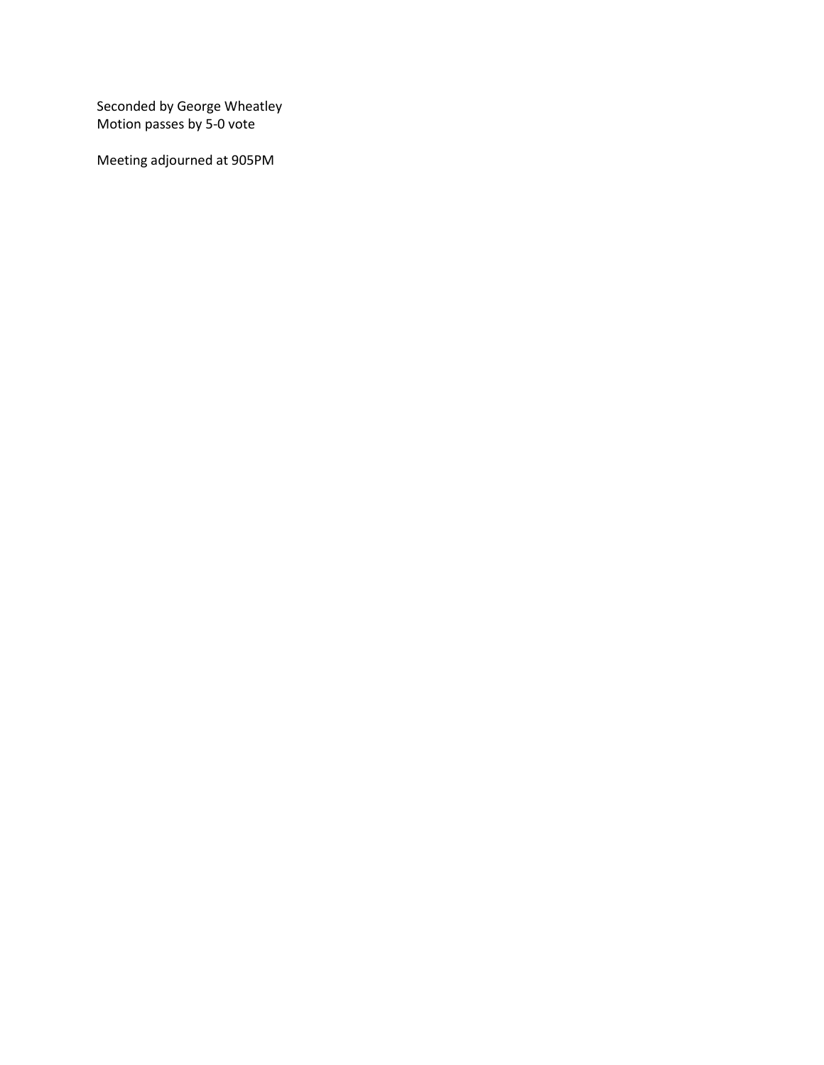Seconded by George Wheatley
Motion passes by 5-0 vote

Meeting adjourned at 905PM